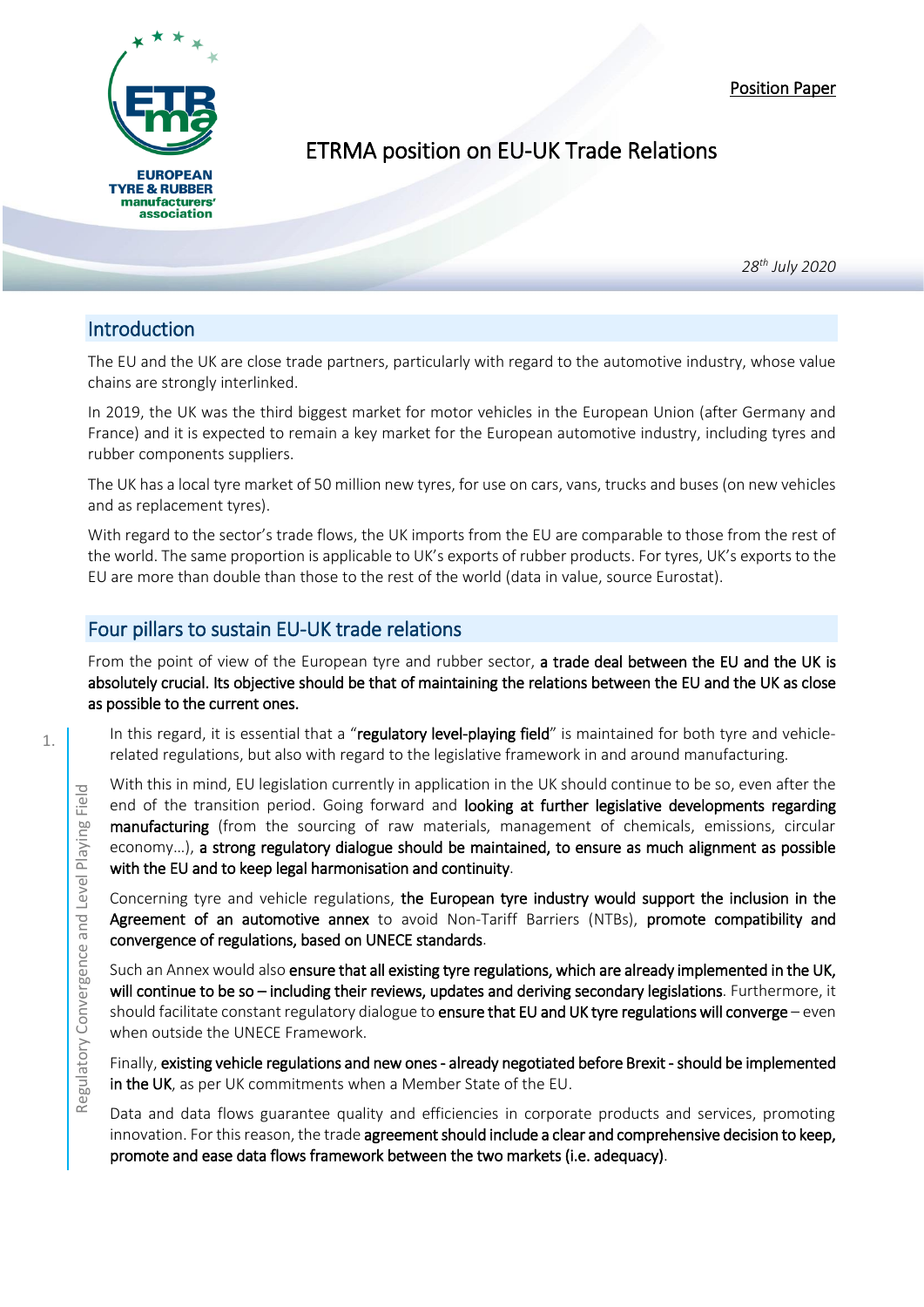Position Paper

# ETRMA position on EU-UK Trade Relations

*28th July 2020*

## Introduction

The EU and the UK are close trade partners, particularly with regard to the automotive industry, whose value chains are strongly interlinked.

In 2019, the UK was the third biggest market for motor vehicles in the European Union (after Germany and France) and it is expected to remain a key market for the European automotive industry, including tyres and rubber components suppliers.

The UK has a local tyre market of 50 million new tyres, for use on cars, vans, trucks and buses (on new vehicles and as replacement tyres).

With regard to the sector's trade flows, the UK imports from the EU are comparable to those from the rest of the world. The same proportion is applicable to UK's exports of rubber products. For tyres, UK's exports to the EU are more than double than those to the rest of the world (data in value, source Eurostat).

## Four pillars to sustain EU-UK trade relations

From the point of view of the European tyre and rubber sector, **a trade deal between the EU and the UK is absolutely crucial. Its objective should be that of maintaining the relations between the EU and the UK as close as possible to the current ones.**

### 1. Regulatory Convergence and Level Playing Field

In this regard, it is essential that a "**regulatory level-playing field**" is maintained for both tyre and vehicle-related regulations, but also with regard to the legislative framework in and around manufacturing.

With this in mind, EU legislation currently in application in the UK should continue to be so, even after the end of the transition period. Going forward and **looking at further legislative developments regarding manufacturing** (from the sourcing of raw materials, management of chemicals, emissions, circular economy…), **a strong regulatory dialogue should be maintained, to ensure as much alignment as possible with the EU and to keep legal harmonisation and continuity**.

Concerning tyre and vehicle regulations, **the European tyre industry would support the inclusion in the Agreement of an automotive annex** to avoid Non-Tariff Barriers (NTBs), **promote compatibility and convergence of regulations, based on UNECE standards**.

Such an Annex would also **ensure that all existing tyre regulations, which are already implemented in the UK, will continue to be so – including their reviews, updates and deriving secondary legislations**. Furthermore, it should facilitate constant regulatory dialogue to **ensure that EU and UK tyre regulations will converge** – even when outside the UNECE Framework.

Finally, **existing vehicle regulations and new ones - already negotiated before Brexit - should be implemented in the UK**, as per UK commitments when a Member State of the EU.

Data and data flows guarantee quality and efficiencies in corporate products and services, promoting innovation. For this reason, the trade **agreement should include a clear and comprehensive decision to keep, promote and ease data flows framework between the two markets (i.e. adequacy)**.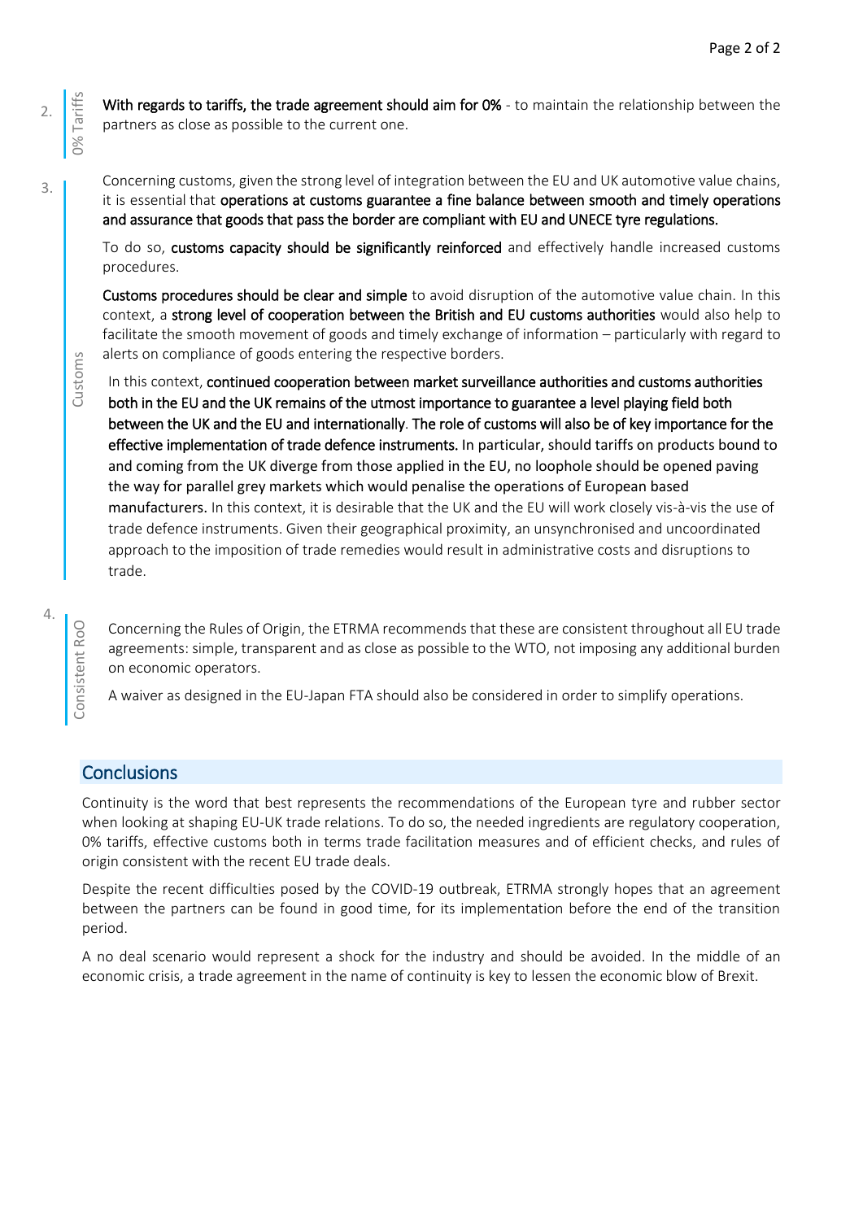2. **0% Tariffs**

**With regards to tariffs, the trade agreement should aim for 0%** - to maintain the relationship between the partners as close as possible to the current one.

3. **Customs**

Concerning customs, given the strong level of integration between the EU and UK automotive value chains, it is essential that **operations at customs guarantee a fine balance between smooth and timely operations and assurance that goods that pass the border are compliant with EU and UNECE tyre regulations.**

To do so, **customs capacity should be significantly reinforced** and effectively handle increased customs procedures.

**Customs procedures should be clear and simple** to avoid disruption of the automotive value chain. In this context, a **strong level of cooperation between the British and EU customs authorities** would also help to facilitate the smooth movement of goods and timely exchange of information – particularly with regard to alerts on compliance of goods entering the respective borders.

In this context, **continued cooperation between market surveillance authorities and customs authorities both in the EU and the UK remains of the utmost importance to guarantee a level playing field both between the UK and the EU and internationally**. **The role of customs will also be of key importance for the effective implementation of trade defence instruments.** In particular, **should tariffs on products bound to and coming from the UK diverge from those applied in the EU, no loophole should be opened paving the way for parallel grey markets which would penalise the operations of European based manufacturers.** In this context, it is desirable that the UK and the EU will work closely vis-à-vis the use of trade defence instruments. Given their geographical proximity, an unsynchronised and uncoordinated approach to the imposition of trade remedies would result in administrative costs and disruptions to trade.

4. **Consistent RoO**

Concerning the Rules of Origin, the ETRMA recommends that these are consistent throughout all EU trade agreements: simple, transparent and as close as possible to the WTO, not imposing any additional burden on economic operators.

A waiver as designed in the EU-Japan FTA should also be considered in order to simplify operations.

## Conclusions

Continuity is the word that best represents the recommendations of the European tyre and rubber sector when looking at shaping EU-UK trade relations. To do so, the needed ingredients are regulatory cooperation, 0% tariffs, effective customs both in terms trade facilitation measures and of efficient checks, and rules of origin consistent with the recent EU trade deals.

Despite the recent difficulties posed by the COVID-19 outbreak, ETRMA strongly hopes that an agreement between the partners can be found in good time, for its implementation before the end of the transition period.

A no deal scenario would represent a shock for the industry and should be avoided. In the middle of an economic crisis, a trade agreement in the name of continuity is key to lessen the economic blow of Brexit.